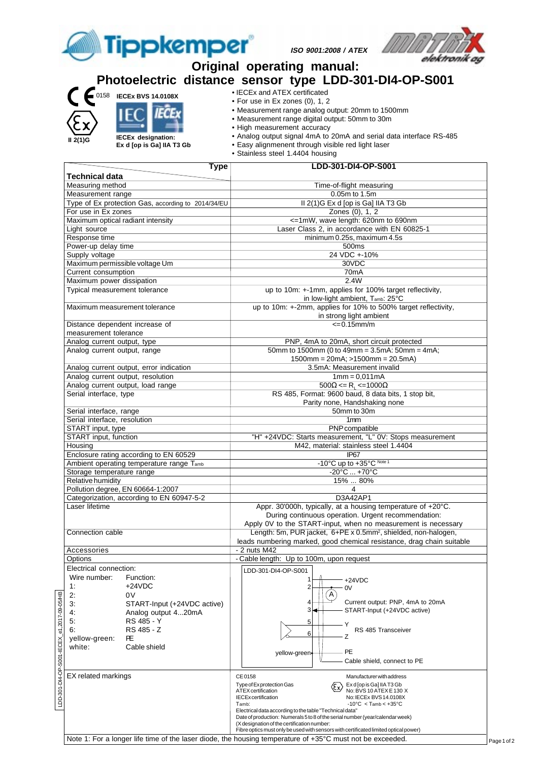Tippkemper®

*ISO 9001:2008 / ATEX*

# Original operating manual:
# Photoelectric distance sensor type LDD-301-DI4-OP-S001

CE 0158 **IECEx BVS 14.0108X**

II 2(1)G

**IECEx designation:**
**Ex d [op is Ga] IIA T3 Gb**

- IECEx and ATEX certificated
- For use in Ex zones (0), 1, 2
- Measurement range analog output: 20mm to 1500mm
- Measurement range digital output: 50mm to 30m
- High measurement accuracy
- Analog output signal 4mA to 20mA and serial data interface RS-485
- Easy alignment through visible red light laser
- Stainless steel 1.4404 housing

| Technical data / Type | LDD-301-DI4-OP-S001 |
|---|---|
| Measuring method | Time-of-flight measuring |
| Measurement range | 0.05m to 1.5m |
| Type of Ex protection Gas, according to 2014/34/EU | II 2(1)G Ex d [op is Ga] IIA T3 Gb |
| For use in Ex zones | Zones (0), 1, 2 |
| Maximum optical radiant intensity | <=1mW, wave length: 620nm to 690nm |
| Light source | Laser Class 2, in accordance with EN 60825-1 |
| Response time | minimum 0.25s, maximum 4.5s |
| Power-up delay time | 500ms |
| Supply voltage | 24 VDC +-10% |
| Maximum permissible voltage Um | 30VDC |
| Current consumption | 70mA |
| Maximum power dissipation | 2.4W |
| Typical measurement tolerance | up to 10m: +-1mm, applies for 100% target reflectivity, in low-light ambient, $T_{amb}$: 25°C |
| Maximum measurement tolerance | up to 10m: +-2mm, applies for 10% to 500% target reflectivity, in strong light ambient |
| Distance dependent increase of measurement tolerance | <=0.15mm/m |
| Analog current output, type | PNP, 4mA to 20mA, short circuit protected |
| Analog current output, range | 50mm to 1500mm (0 to 49mm = 3.5mA: 50mm = 4mA; 1500mm = 20mA; >1500mm = 20.5mA) |
| Analog current output, error indication | 3.5mA: Measurement invalid |
| Analog current output, resolution | 1mm = 0,011mA |
| Analog current output, load range | 500Ω <= $R_L$ <=1000Ω |
| Serial interface, type | RS 485, Format: 9600 baud, 8 data bits, 1 stop bit, Parity none, Handshaking none |
| Serial interface, range | 50mm to 30m |
| Serial interface, resolution | 1mm |
| START input, type | PNP compatible |
| START input, function | "H" +24VDC: Starts measurement, "L" 0V: Stops measurement |
| Housing | M42, material: stainless steel 1.4404 |
| Enclosure rating according to EN 60529 | IP67 |
| Ambient operating temperature range $T_{amb}$ | -10°C up to +35°C Note 1 |
| Storage temperature range | -20°C ... +70°C |
| Relative humidity | 15% ... 80% |
| Pollution degree, EN 60664-1:2007 | 4 |
| Categorization, according to EN 60947-5-2 | D3A42AP1 |
| Laser lifetime | Appr. 30'000h, typically, at a housing temperature of +20°C. During continuous operation. Urgent recommendation: Apply 0V to the START-input, when no measurement is necessary |
| Connection cable | Length: 5m, PUR jacket, 6+PE x 0.5mm², shielded, non-halogen, leads numbering marked, good chemical resistance, drag chain suitable |
| Accessories | - 2 nuts M42 |
| Options | - Cable length: Up to 100m, upon request |
| Electrical connection:<br>Wire number: Function:<br>1: +24VDC<br>2: 0V<br>3: START-Input (+24VDC active)<br>4: Analog output 4...20mA<br>5: RS 485 - Y<br>6: RS 485 - Z<br>yellow-green: PE<br>white: Cable shield | LDD-301-DI4-OP-S001<br>1 — +24VDC<br>2 — 0V<br>4 — Current output: PNP, 4mA to 20mA<br>3 — START-Input (+24VDC active)<br>5 — Y; 6 — Z: RS 485 Transceiver<br>yellow-green — PE<br>Cable shield, connect to PE |
| EX related markings | CE0158 — Manufacturer with address<br>Type of Ex protection Gas — Ex d [op is Ga] IIA T3 Gb<br>ATEX certification — No: BVS 10 ATEX E 130 X<br>IECEx certification — No: IECEx BVS 14.0108X<br>$T_{amb}$: -10°C < $T_{amb}$ < +35°C<br>Electrical data according to the table "Technical data"<br>Date of production: Numerals 5 to 8 of the serial number (year/calendar week)<br>(X designation of the certification number:<br>Fibre optics must only be used with sensors with certificated limited optical power) |

Note 1: For a longer life time of the laser diode, the housing temperature of +35°C must not be exceeded.

LDD-301-DI4-OP-S001-IECEX_e1.2017-09-05/HB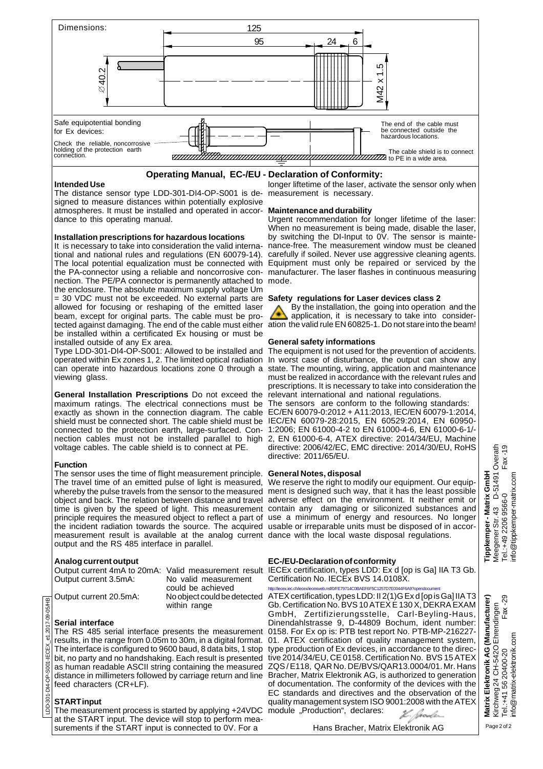Dimensions:

125

95

24

6

∅40.2

M42 x 1.5

Safe equipotential bonding for Ex devices:

Check the reliable, noncorrosive holding of the protection earth connection.

The end of the cable must be connected outside the hazardous locations.

The cable shield is to connect to PE in a wide area.

## Operating Manual, EC-/EU - Declaration of Conformity:

### Intended Use

The distance sensor type LDD-301-DI4-OP-S001 is designed to measure distances within potentially explosive atmospheres. It must be installed and operated in accordance to this operating manual.

### Installation prescriptions for hazardous locations

It is necessary to take into consideration the valid international and national rules and regulations (EN 60079-14). The local potential equalization must be connected with the PA-connector using a reliable and noncorrosive connection. The PE/PA connector is permanently attached to the enclosure. The absolute maximum supply voltage Um = 30 VDC must not be exceeded. No external parts are allowed for focusing or reshaping of the emitted laser beam, except for original parts. The cable must be protected against damaging. The end of the cable must either be installed within a certificated Ex housing or must be installed outside of any Ex area.

Type LDD-301-DI4-OP-S001: Allowed to be installed and operated within Ex zones 1, 2. The limited optical radiation can operate into hazardous locations zone 0 through a viewing glass.

**General Installation Prescriptions** Do not exceed the maximum ratings. The electrical connections must be exactly as shown in the connection diagram. The cable shield must be connected short. The cable shield must be connected to the protection earth, large-surfaced. Connection cables must not be installed parallel to high voltage cables. The cable shield is to connect at PE.

### Function

The sensor uses the time of flight measurement principle. The travel time of an emitted pulse of light is measured, whereby the pulse travels from the sensor to the measured object and back. The relation between distance and travel time is given by the speed of light. This measurement principle requires the measured object to reflect a part of the incident radiation towards the source. The acquired measurement result is available at the analog current output and the RS 485 interface in parallel.

### Analog current output

| | |
|---|---|
| Output current 4mA to 20mA: | Valid measurement result |
| Output current 3.5mA: | No valid measurement could be achieved |
| Output current 20.5mA: | No object could be detected within range |

### Serial interface

The RS 485 serial interface presents the measurement results, in the range from 0.05m to 30m, in a digital format. The interface is configured to 9600 baud, 8 data bits, 1 stop bit, no party and no handshaking. Each result is presented as human readable ASCII string containing the measured distance in millimeters followed by carriage return and line feed characters (CR+LF).

### START input

The measurement process is started by applying +24VDC at the START input. The device will stop to perform measurements if the START input is connected to 0V. For a longer liftetime of the laser, activate the sensor only when measurement is necessary.

### Maintenance and durability

Urgent recommendation for longer lifetime of the laser: When no measurement is being made, disable the laser, by switching the DI-Input to 0V. The sensor is maintenance-free. The measurement window must be cleaned carefully if soiled. Never use aggressive cleaning agents. Equipment must only be repaired or serviced by the manufacturer. The laser flashes in continuous measuring mode.

### Safety regulations for Laser devices class 2

By the installation, the going into operation and the application, it is necessary to take into consideration the valid rule EN 60825-1. Do not stare into the beam!

### General safety informations

The equipment is not used for the prevention of accidents. In worst case of disturbance, the output can show any state. The mounting, wiring, application and maintenance must be realized in accordance with the relevant rules and prescriptions. It is necessary to take into consideration the relevant international and national regulations.

The sensors are conform to the following standards: EC/EN 60079-0:2012 + A11:2013, IEC/EN 60079-1:2014, IEC/EN 60079-28:2015, EN 60529:2014, EN 60950-1:2006; EN 61000-4-2 to EN 61000-4-6, EN 61000-6-1/-2, EN 61000-6-4, ATEX directive: 2014/34/EU, Machine directive: 2006/42/EC, EMC directive: 2014/30/EU, RoHS directive: 2011/65/EU.

### General Notes, disposal

We reserve the right to modify our equipment. Our equipment is designed such way, that it has the least possible adverse effect on the environment. It neither emit or contain any damaging or siliconized substances and use a minimum of energy and resources. No longer usable or irreparable units must be disposed of in accordance with the local waste disposal regulations.

### EC-/EU-Declaration of conformity

IECEx certification, types LDD: Ex d [op is Ga] IIA T3 Gb. Certification No. IECEx BVS 14.0108X.

http://iecex.iec.ch/iecex/iecexweb.nsf/0/FE79714C0BAEF6F5C1257D7E0044F6A9?opendocument

ATEX certification, types LDD: II 2(1)G Ex d [op is Ga] IIA T3 Gb. Certification No. BVS 10 ATEX E 130 X, DEKRA EXAM GmbH, Zertifizierungsstelle, Carl-Beyling-Haus, Dinendahlstrasse 9, D-44809 Bochum, ident number: 0158. For Ex op is: PTB test report No. PTB-MP-216227-01. ATEX certification of quality management system, type production of Ex devices, in accordance to the directive 2014/34/EU, CE 0158. Certification No. BVS 15 ATEX ZQS / E118, QAR No. DE/BVS/QAR13.0004/01. Mr. Hans Bracher, Matrix Elektronik AG, is authorized to generation of documentation. The conformity of the devices with the EC standards and directives and the observation of the quality management system ISO 9001:2008 with the ATEX module „Production", declares:

Hans Bracher, Matrix Elektronik AG

LDD-301-DI4-OP-S001-IECEX_e1.2017-09-05/HB

**Tippkemper - Matrix GmbH**
Meegener Str. 43 D-51491 Overath
Tel.:+49 2206 9566-0 Fax -19
info@tippkemper-matrix.com

**Matrix Elektronik AG (Manufacturer)**
Kirchweg 24 CH-5420 Ehrendingen
Tel.:+41 56 20400-20 Fax -29
info@matrix-elektronik.com